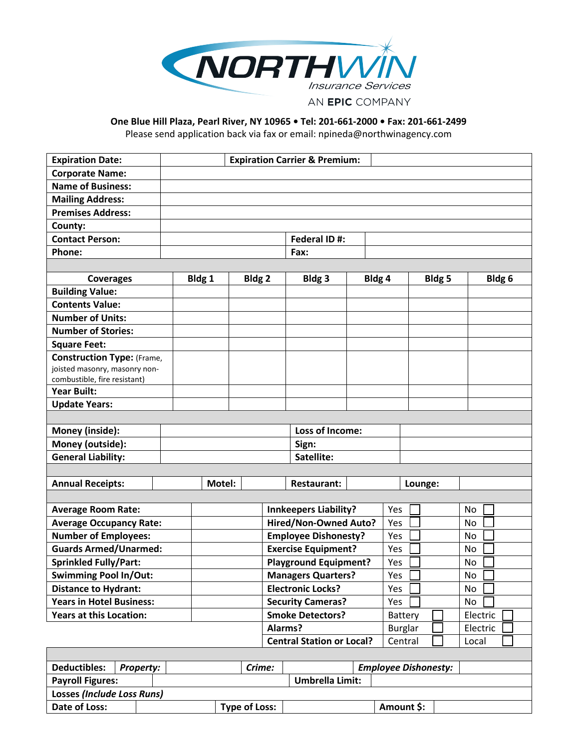# NORTHWIN Insurance Services

AN EPIC COMPANY

**One Blue Hill Plaza, Pearl River, NY 10965 • Tel: 201-661-2000 • Fax: 201-661-2499**

Please send application back via fax or email: npineda@northwinagency.com

| | | | |
|---|---|---|---|
| **Expiration Date:** | | **Expiration Carrier & Premium:** | |
| **Corporate Name:** | | | |
| **Name of Business:** | | | |
| **Mailing Address:** | | | |
| **Premises Address:** | | | |
| **County:** | | | |
| **Contact Person:** | | **Federal ID #:** | |
| **Phone:** | | **Fax:** | |

| **Coverages** | **Bldg 1** | **Bldg 2** | **Bldg 3** | **Bldg 4** | **Bldg 5** | **Bldg 6** |
|---|---|---|---|---|---|---|
| **Building Value:** | | | | | | |
| **Contents Value:** | | | | | | |
| **Number of Units:** | | | | | | |
| **Number of Stories:** | | | | | | |
| **Square Feet:** | | | | | | |
| **Construction Type:** (Frame, joisted masonry, masonry non-combustible, fire resistant) | | | | | | |
| **Year Built:** | | | | | | |
| **Update Years:** | | | | | | |

| | | | |
|---|---|---|---|
| **Money (inside):** | | **Loss of Income:** | |
| **Money (outside):** | | **Sign:** | |
| **General Liability:** | | **Satellite:** | |

| | | | | | | | |
|---|---|---|---|---|---|---|---|
| **Annual Receipts:** | | **Motel:** | | **Restaurant:** | | **Lounge:** | |

| | | | | |
|---|---|---|---|---|
| **Average Room Rate:** | | **Innkeepers Liability?** | Yes ☐ | No ☐ |
| **Average Occupancy Rate:** | | **Hired/Non-Owned Auto?** | Yes ☐ | No ☐ |
| **Number of Employees:** | | **Employee Dishonesty?** | Yes ☐ | No ☐ |
| **Guards Armed/Unarmed:** | | **Exercise Equipment?** | Yes ☐ | No ☐ |
| **Sprinkled Fully/Part:** | | **Playground Equipment?** | Yes ☐ | No ☐ |
| **Swimming Pool In/Out:** | | **Managers Quarters?** | Yes ☐ | No ☐ |
| **Distance to Hydrant:** | | **Electronic Locks?** | Yes ☐ | No ☐ |
| **Years in Hotel Business:** | | **Security Cameras?** | Yes ☐ | No ☐ |
| **Years at this Location:** | | **Smoke Detectors?** | Battery ☐ | Electric ☐ |
| | | **Alarms?** | Burglar ☐ | Electric ☐ |
| | | **Central Station or Local?** | Central ☐ | Local ☐ |

| | | | | | | | |
|---|---|---|---|---|---|---|---|
| **Deductibles:** | ***Property:*** | | ***Crime:*** | | ***Employee Dishonesty:*** | | |
| **Payroll Figures:** | | | | **Umbrella Limit:** | | | |
| **Losses** ***(Include Loss Runs)*** | | | | | | | |
| **Date of Loss:** | | **Type of Loss:** | | **Amount $:** | | | |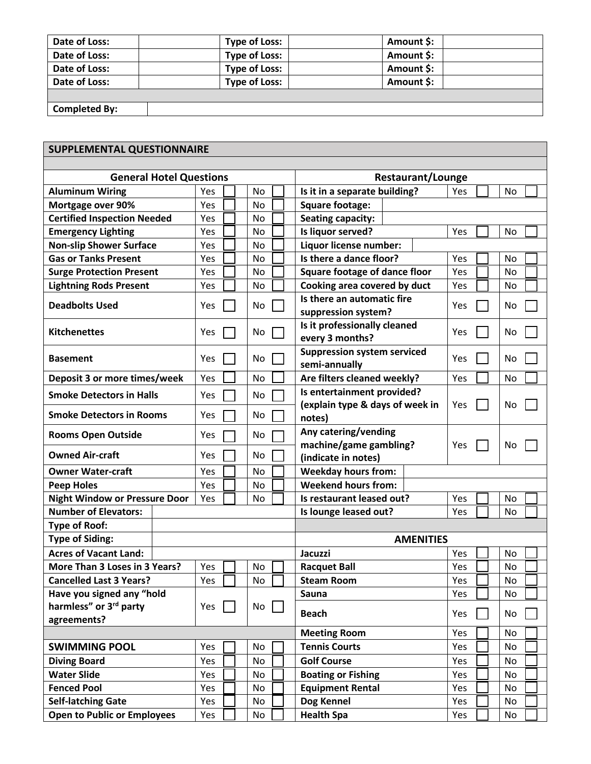| Date of Loss: | | Type of Loss: | | Amount $: | |
|---|---|---|---|---|---|
| Date of Loss: | | Type of Loss: | | Amount $: | |
| Date of Loss: | | Type of Loss: | | Amount $: | |
| Date of Loss: | | Type of Loss: | | Amount $: | |
| | | | | | |
| Completed By: | | | | | |

## SUPPLEMENTAL QUESTIONNAIRE

| General Hotel Questions | | | Restaurant/Lounge | | |
|---|---|---|---|---|---|
| **Aluminum Wiring** | Yes ☐ | No ☐ | **Is it in a separate building?** | Yes ☐ | No ☐ |
| **Mortgage over 90%** | Yes ☐ | No ☐ | **Square footage:** | | |
| **Certified Inspection Needed** | Yes ☐ | No ☐ | **Seating capacity:** | | |
| **Emergency Lighting** | Yes ☐ | No ☐ | **Is liquor served?** | Yes ☐ | No ☐ |
| **Non-slip Shower Surface** | Yes ☐ | No ☐ | **Liquor license number:** | | |
| **Gas or Tanks Present** | Yes ☐ | No ☐ | **Is there a dance floor?** | Yes ☐ | No ☐ |
| **Surge Protection Present** | Yes ☐ | No ☐ | **Square footage of dance floor** | Yes ☐ | No ☐ |
| **Lightning Rods Present** | Yes ☐ | No ☐ | **Cooking area covered by duct** | Yes ☐ | No ☐ |
| **Deadbolts Used** | Yes ☐ | No ☐ | **Is there an automatic fire suppression system?** | Yes ☐ | No ☐ |
| **Kitchenettes** | Yes ☐ | No ☐ | **Is it professionally cleaned every 3 months?** | Yes ☐ | No ☐ |
| **Basement** | Yes ☐ | No ☐ | **Suppression system serviced semi-annually** | Yes ☐ | No ☐ |
| **Deposit 3 or more times/week** | Yes ☐ | No ☐ | **Are filters cleaned weekly?** | Yes ☐ | No ☐ |
| **Smoke Detectors in Halls** | Yes ☐ | No ☐ | **Is entertainment provided? (explain type & days of week in notes)** | Yes ☐ | No ☐ |
| **Smoke Detectors in Rooms** | Yes ☐ | No ☐ | | | |
| **Rooms Open Outside** | Yes ☐ | No ☐ | **Any catering/vending machine/game gambling? (indicate in notes)** | Yes ☐ | No ☐ |
| **Owned Air-craft** | Yes ☐ | No ☐ | | | |
| **Owner Water-craft** | Yes ☐ | No ☐ | **Weekday hours from:** | | |
| **Peep Holes** | Yes ☐ | No ☐ | **Weekend hours from:** | | |
| **Night Window or Pressure Door** | Yes ☐ | No ☐ | **Is restaurant leased out?** | Yes ☐ | No ☐ |
| **Number of Elevators:** | | | **Is lounge leased out?** | Yes ☐ | No ☐ |
| **Type of Roof:** | | | | | |
| **Type of Siding:** | | | **AMENITIES** | | |
| **Acres of Vacant Land:** | | | **Jacuzzi** | Yes ☐ | No ☐ |
| **More Than 3 Loses in 3 Years?** | Yes ☐ | No ☐ | **Racquet Ball** | Yes ☐ | No ☐ |
| **Cancelled Last 3 Years?** | Yes ☐ | No ☐ | **Steam Room** | Yes ☐ | No ☐ |
| **Have you signed any "hold harmless" or 3rd party agreements?** | Yes ☐ | No ☐ | **Sauna** | Yes ☐ | No ☐ |
| | | | **Beach** | Yes ☐ | No ☐ |
| | | | **Meeting Room** | Yes ☐ | No ☐ |
| **SWIMMING POOL** | Yes ☐ | No ☐ | **Tennis Courts** | Yes ☐ | No ☐ |
| **Diving Board** | Yes ☐ | No ☐ | **Golf Course** | Yes ☐ | No ☐ |
| **Water Slide** | Yes ☐ | No ☐ | **Boating or Fishing** | Yes ☐ | No ☐ |
| **Fenced Pool** | Yes ☐ | No ☐ | **Equipment Rental** | Yes ☐ | No ☐ |
| **Self-latching Gate** | Yes ☐ | No ☐ | **Dog Kennel** | Yes ☐ | No ☐ |
| **Open to Public or Employees** | Yes ☐ | No ☐ | **Health Spa** | Yes ☐ | No ☐ |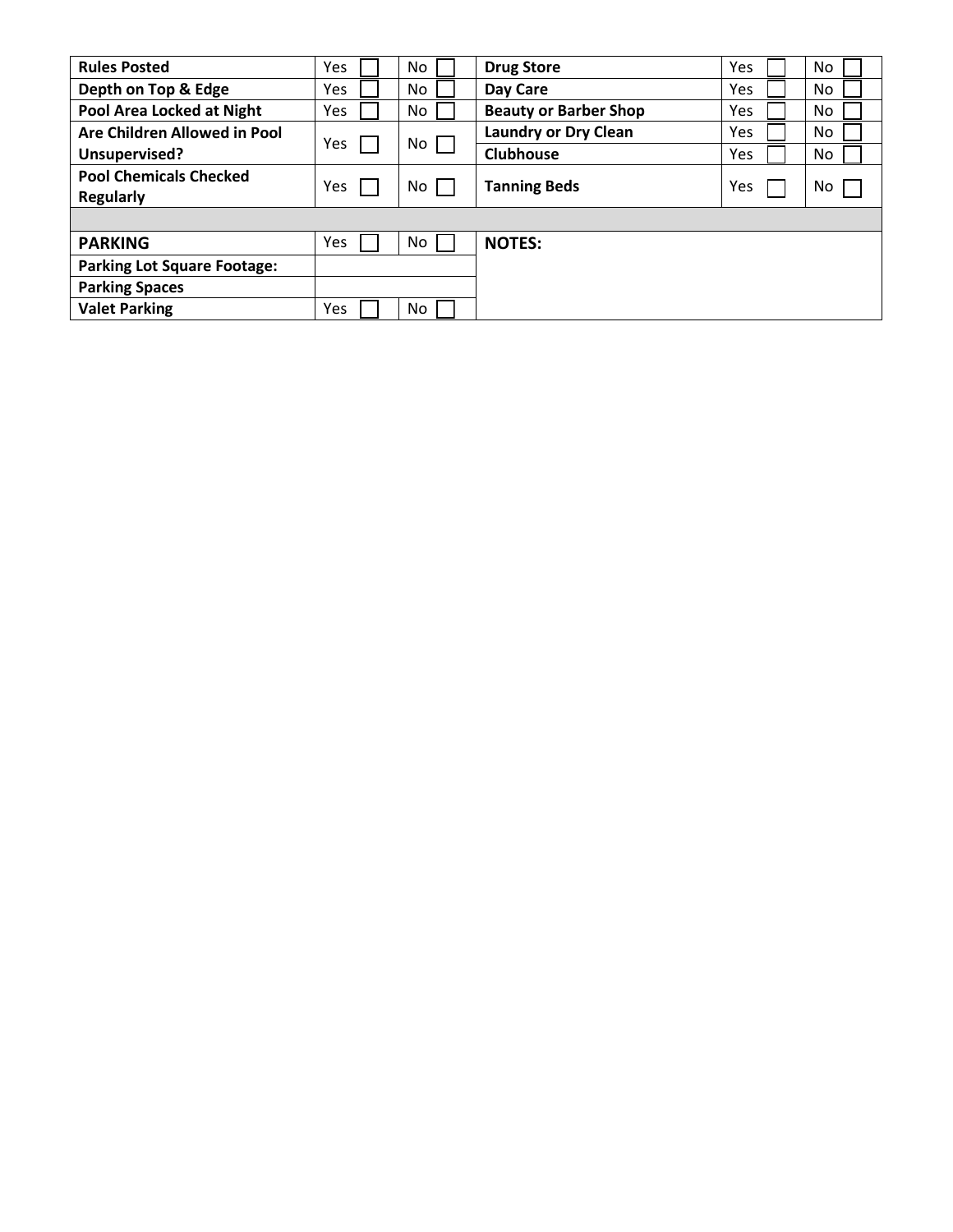| | | | | | |
|---|---|---|---|---|---|
| **Rules Posted** | Yes ☐ | No ☐ | **Drug Store** | Yes ☐ | No ☐ |
| **Depth on Top & Edge** | Yes ☐ | No ☐ | **Day Care** | Yes ☐ | No ☐ |
| **Pool Area Locked at Night** | Yes ☐ | No ☐ | **Beauty or Barber Shop** | Yes ☐ | No ☐ |
| **Are Children Allowed in Pool Unsupervised?** | Yes ☐ | No ☐ | **Laundry or Dry Clean** | Yes ☐ | No ☐ |
| | | | **Clubhouse** | Yes ☐ | No ☐ |
| **Pool Chemicals Checked Regularly** | Yes ☐ | No ☐ | **Tanning Beds** | Yes ☐ | No ☐ |
| | | | | | |
| **PARKING** | Yes ☐ | No ☐ | **NOTES:** | | |
| **Parking Lot Square Footage:** | | | | | |
| **Parking Spaces** | | | | | |
| **Valet Parking** | Yes ☐ | No ☐ | | | |